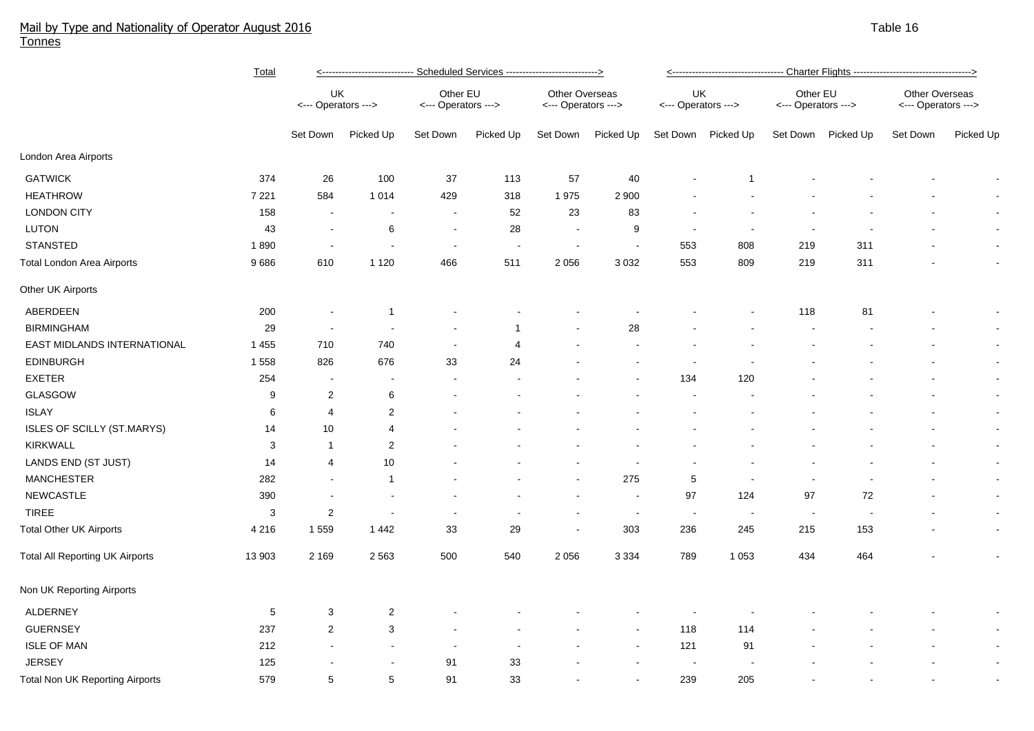# Mail by Type and Nationality of Operator August 2016

Tonnes

Table 16

| | Total | Scheduled Services | | | | | | Charter Flights | | | | | |
|---|---|---|---|---|---|---|---|---|---|---|---|---|---|
| | | UK <--- Operators ---> | | Other EU <--- Operators ---> | | Other Overseas <--- Operators ---> | | UK <--- Operators ---> | | Other EU <--- Operators ---> | | Other Overseas <--- Operators ---> | |
| | | Set Down | Picked Up | Set Down | Picked Up | Set Down | Picked Up | Set Down | Picked Up | Set Down | Picked Up | Set Down | Picked Up |
| London Area Airports | | | | | | | | | | | | | |
| GATWICK | 374 | 26 | 100 | 37 | 113 | 57 | 40 | - | 1 | - | - | - | - |
| HEATHROW | 7 221 | 584 | 1 014 | 429 | 318 | 1 975 | 2 900 | - | - | - | - | - | - |
| LONDON CITY | 158 | - | - | - | 52 | 23 | 83 | - | - | - | - | - | - |
| LUTON | 43 | - | 6 | - | 28 | - | 9 | - | - | - | - | - | - |
| STANSTED | 1 890 | - | - | - | - | - | - | 553 | 808 | 219 | 311 | - | - |
| Total London Area Airports | 9 686 | 610 | 1 120 | 466 | 511 | 2 056 | 3 032 | 553 | 809 | 219 | 311 | - | - |
| Other UK Airports | | | | | | | | | | | | | |
| ABERDEEN | 200 | - | 1 | - | - | - | - | - | - | 118 | 81 | - | - |
| BIRMINGHAM | 29 | - | - | - | 1 | - | 28 | - | - | - | - | - | - |
| EAST MIDLANDS INTERNATIONAL | 1 455 | 710 | 740 | - | 4 | - | - | - | - | - | - | - | - |
| EDINBURGH | 1 558 | 826 | 676 | 33 | 24 | - | - | - | - | - | - | - | - |
| EXETER | 254 | - | - | - | - | - | - | 134 | 120 | - | - | - | - |
| GLASGOW | 9 | 2 | 6 | - | - | - | - | - | - | - | - | - | - |
| ISLAY | 6 | 4 | 2 | - | - | - | - | - | - | - | - | - | - |
| ISLES OF SCILLY (ST.MARYS) | 14 | 10 | 4 | - | - | - | - | - | - | - | - | - | - |
| KIRKWALL | 3 | 1 | 2 | - | - | - | - | - | - | - | - | - | - |
| LANDS END (ST JUST) | 14 | 4 | 10 | - | - | - | - | - | - | - | - | - | - |
| MANCHESTER | 282 | - | 1 | - | - | - | 275 | 5 | - | - | - | - | - |
| NEWCASTLE | 390 | - | - | - | - | - | - | 97 | 124 | 97 | 72 | - | - |
| TIREE | 3 | 2 | - | - | - | - | - | - | - | - | - | - | - |
| Total Other UK Airports | 4 216 | 1 559 | 1 442 | 33 | 29 | - | 303 | 236 | 245 | 215 | 153 | - | - |
| Total All Reporting UK Airports | 13 903 | 2 169 | 2 563 | 500 | 540 | 2 056 | 3 334 | 789 | 1 053 | 434 | 464 | - | - |
| Non UK Reporting Airports | | | | | | | | | | | | | |
| ALDERNEY | 5 | 3 | 2 | - | - | - | - | - | - | - | - | - | - |
| GUERNSEY | 237 | 2 | 3 | - | - | - | - | 118 | 114 | - | - | - | - |
| ISLE OF MAN | 212 | - | - | - | - | - | - | 121 | 91 | - | - | - | - |
| JERSEY | 125 | - | - | 91 | 33 | - | - | - | - | - | - | - | - |
| Total Non UK Reporting Airports | 579 | 5 | 5 | 91 | 33 | - | - | 239 | 205 | - | - | - | - |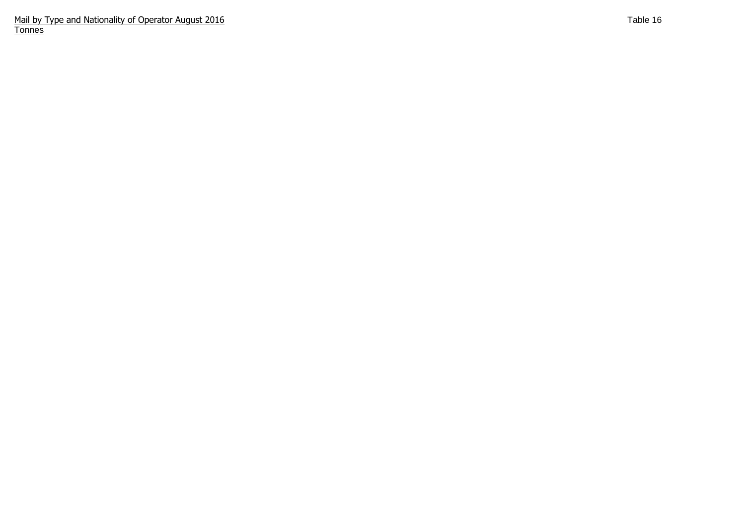Mail by Type and Nationality of Operator August 2016
Tonnes

Table 16